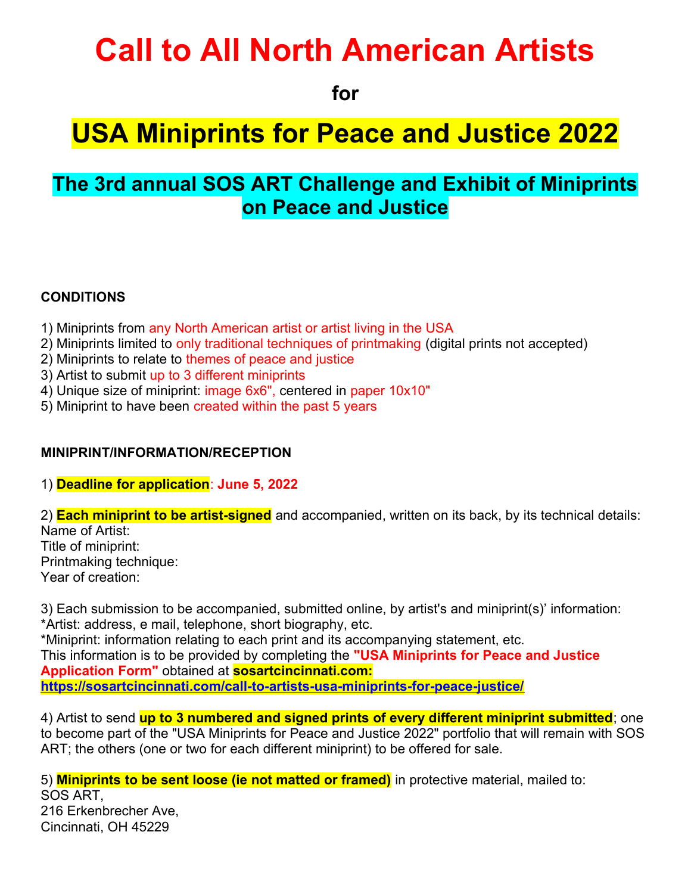# Call to All North American Artists

**for**

# USA Miniprints for Peace and Justice 2022

## The 3rd annual SOS ART Challenge and Exhibit of Miniprints on Peace and Justice

**CONDITIONS**

1) Miniprints from any North American artist or artist living in the USA
2) Miniprints limited to only traditional techniques of printmaking (digital prints not accepted)
2) Miniprints to relate to themes of peace and justice
3) Artist to submit up to 3 different miniprints
4) Unique size of miniprint: image 6x6", centered in paper 10x10"
5) Miniprint to have been created within the past 5 years

**MINIPRINT/INFORMATION/RECEPTION**

1) **Deadline for application**: **June 5, 2022**

2) **Each miniprint to be artist-signed** and accompanied, written on its back, by its technical details:
Name of Artist:
Title of miniprint:
Printmaking technique:
Year of creation:

3) Each submission to be accompanied, submitted online, by artist's and miniprint(s)' information:
*Artist: address, e mail, telephone, short biography, etc.
*Miniprint: information relating to each print and its accompanying statement, etc.
This information is to be provided by completing the **"USA Miniprints for Peace and Justice Application Form"** obtained at **sosartcincinnati.com:**
**https://sosartcincinnati.com/call-to-artists-usa-miniprints-for-peace-justice/**

4) Artist to send **up to 3 numbered and signed prints of every different miniprint submitted**; one to become part of the "USA Miniprints for Peace and Justice 2022" portfolio that will remain with SOS ART; the others (one or two for each different miniprint) to be offered for sale.

5) **Miniprints to be sent loose (ie not matted or framed)** in protective material, mailed to:
SOS ART,
216 Erkenbrecher Ave,
Cincinnati, OH 45229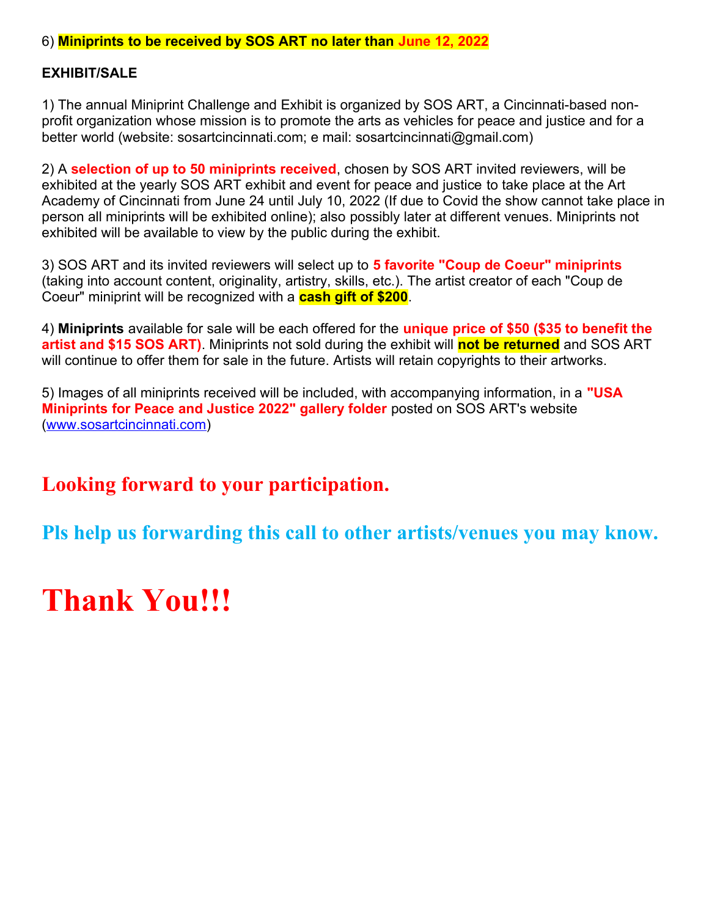6) **Miniprints to be received by SOS ART no later than June 12, 2022**

**EXHIBIT/SALE**

1) The annual Miniprint Challenge and Exhibit is organized by SOS ART, a Cincinnati-based non-profit organization whose mission is to promote the arts as vehicles for peace and justice and for a better world (website: sosartcincinnati.com; e mail: sosartcincinnati@gmail.com)

2) A **selection of up to 50 miniprints received**, chosen by SOS ART invited reviewers, will be exhibited at the yearly SOS ART exhibit and event for peace and justice to take place at the Art Academy of Cincinnati from June 24 until July 10, 2022 (If due to Covid the show cannot take place in person all miniprints will be exhibited online); also possibly later at different venues. Miniprints not exhibited will be available to view by the public during the exhibit.

3) SOS ART and its invited reviewers will select up to **5 favorite "Coup de Coeur" miniprints** (taking into account content, originality, artistry, skills, etc.). The artist creator of each "Coup de Coeur" miniprint will be recognized with a **cash gift of $200**.

4) **Miniprints** available for sale will be each offered for the **unique price of $50 ($35 to benefit the artist and $15 SOS ART)**. Miniprints not sold during the exhibit will **not be returned** and SOS ART will continue to offer them for sale in the future. Artists will retain copyrights to their artworks.

5) Images of all miniprints received will be included, with accompanying information, in a **"USA Miniprints for Peace and Justice 2022" gallery folder** posted on SOS ART's website (www.sosartcincinnati.com)

## Looking forward to your participation.

## Pls help us forwarding this call to other artists/venues you may know.

# Thank You!!!